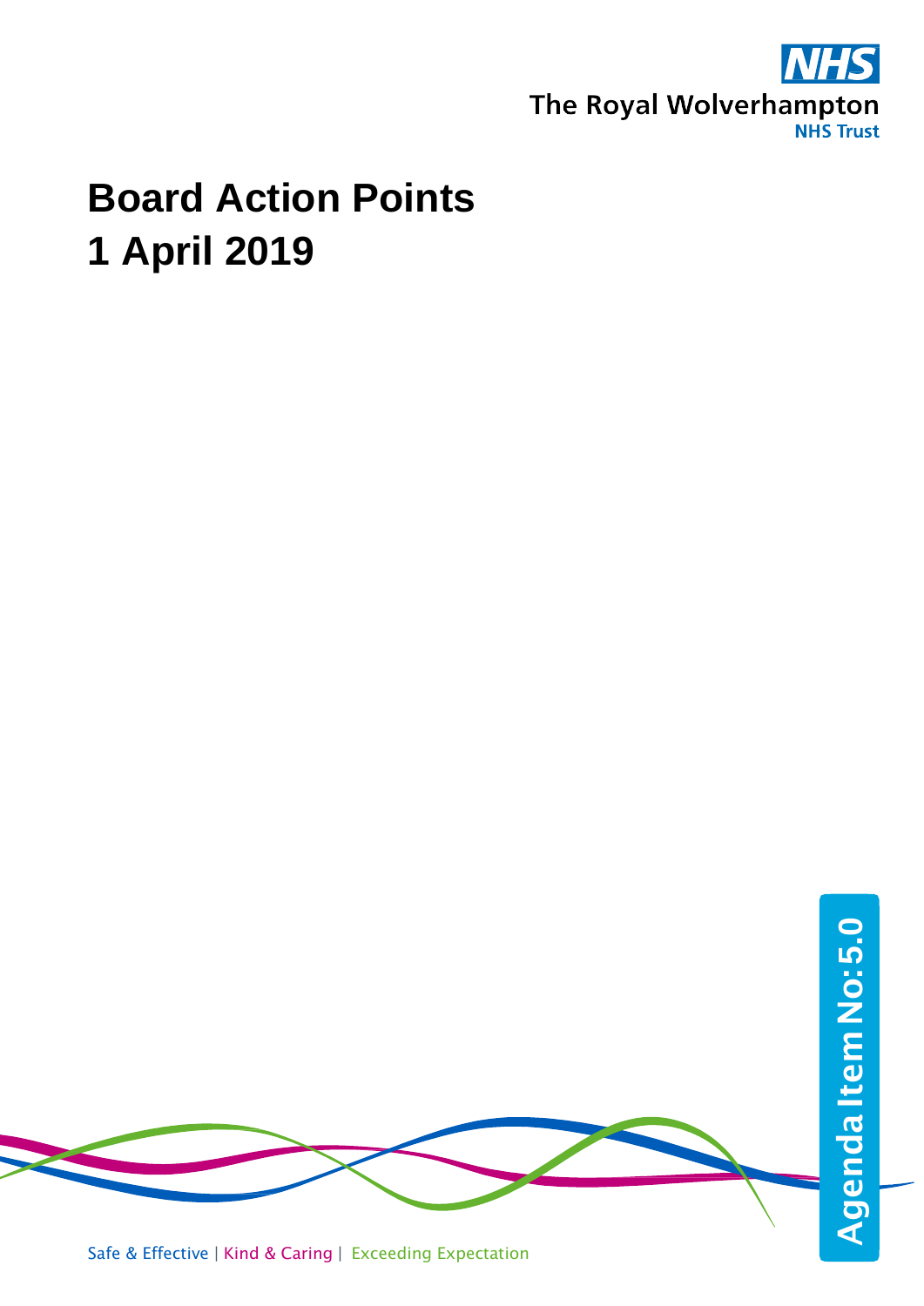The Royal Wolverhampton NHS Trust

# Board Action Points
# 1 April 2019

Agenda Item No: 5.0

Safe & Effective | Kind & Caring | Exceeding Expectation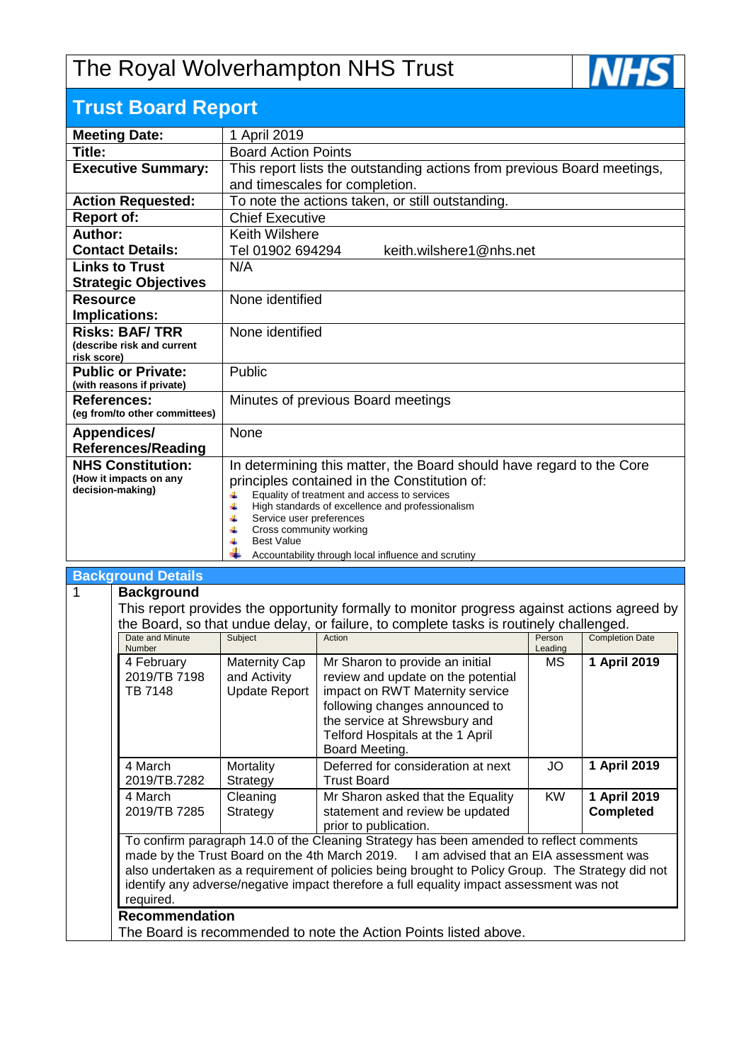# The Royal Wolverhampton NHS Trust

NHS

## Trust Board Report

| | |
|---|---|
| **Meeting Date:** | 1 April 2019 |
| **Title:** | Board Action Points |
| **Executive Summary:** | This report lists the outstanding actions from previous Board meetings, and timescales for completion. |
| **Action Requested:** | To note the actions taken, or still outstanding. |
| **Report of:** | Chief Executive |
| **Author:** **Contact Details:** | Keith Wilshere Tel 01902 694294 keith.wilshere1@nhs.net |
| **Links to Trust Strategic Objectives** | N/A |
| **Resource Implications:** | None identified |
| **Risks: BAF/ TRR** (describe risk and current risk score) | None identified |
| **Public or Private:** (with reasons if private) | Public |
| **References:** (eg from/to other committees) | Minutes of previous Board meetings |
| **Appendices/ References/Reading** | None |
| **NHS Constitution:** (How it impacts on any decision-making) | In determining this matter, the Board should have regard to the Core principles contained in the Constitution of: <br>- Equality of treatment and access to services <br>- High standards of excellence and professionalism <br>- Service user preferences <br>- Cross community working <br>- Best Value <br>- Accountability through local influence and scrutiny |

## Background Details

1 **Background**

This report provides the opportunity formally to monitor progress against actions agreed by the Board, so that undue delay, or failure, to complete tasks is routinely challenged.

| Date and Minute Number | Subject | Action | Person Leading | Completion Date |
|---|---|---|---|---|
| 4 February 2019/TB 7198 TB 7148 | Maternity Cap and Activity Update Report | Mr Sharon to provide an initial review and update on the potential impact on RWT Maternity service following changes announced to the service at Shrewsbury and Telford Hospitals at the 1 April Board Meeting. | MS | **1 April 2019** |
| 4 March 2019/TB.7282 | Mortality Strategy | Deferred for consideration at next Trust Board | JO | **1 April 2019** |
| 4 March 2019/TB 7285 | Cleaning Strategy | Mr Sharon asked that the Equality statement and review be updated prior to publication. | KW | **1 April 2019 Completed** |
| To confirm paragraph 14.0 of the Cleaning Strategy has been amended to reflect comments made by the Trust Board on the 4th March 2019. I am advised that an EIA assessment was also undertaken as a requirement of policies being brought to Policy Group. The Strategy did not identify any adverse/negative impact therefore a full equality impact assessment was not required. | | | | |

**Recommendation**

The Board is recommended to note the Action Points listed above.